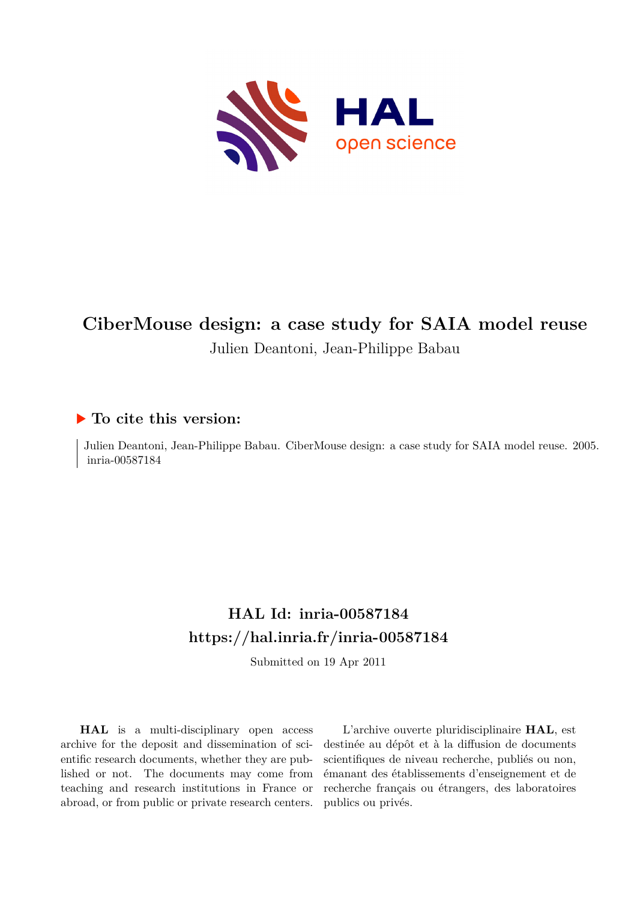# CiberMouse design: a case study for SAIA model reuse

Julien Deantoni, Jean-Philippe Babau

## ▶ To cite this version:

Julien Deantoni, Jean-Philippe Babau. CiberMouse design: a case study for SAIA model reuse. 2005. inria-00587184

## HAL Id: inria-00587184
## https://hal.inria.fr/inria-00587184

Submitted on 19 Apr 2011

**HAL** is a multi-disciplinary open access archive for the deposit and dissemination of scientific research documents, whether they are published or not. The documents may come from teaching and research institutions in France or abroad, or from public or private research centers.

L'archive ouverte pluridisciplinaire **HAL**, est destinée au dépôt et à la diffusion de documents scientifiques de niveau recherche, publiés ou non, émanant des établissements d'enseignement et de recherche français ou étrangers, des laboratoires publics ou privés.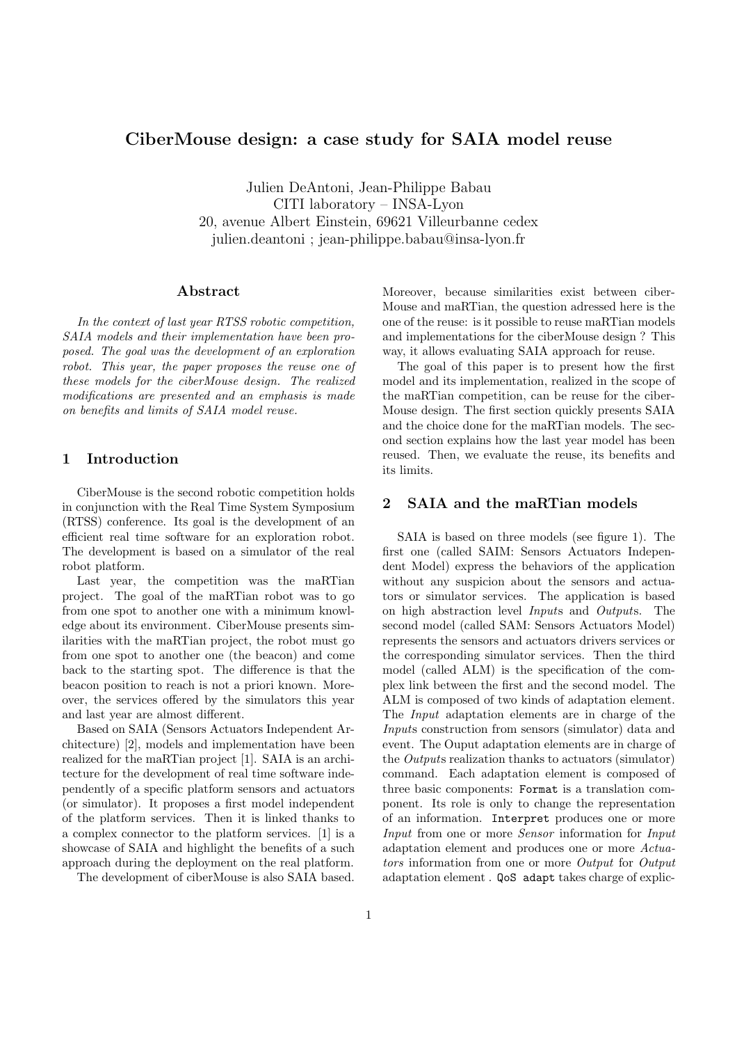# CiberMouse design: a case study for SAIA model reuse

Julien DeAntoni, Jean-Philippe Babau
CITI laboratory – INSA-Lyon
20, avenue Albert Einstein, 69621 Villeurbanne cedex
julien.deantoni ; jean-philippe.babau@insa-lyon.fr

## Abstract

*In the context of last year RTSS robotic competition, SAIA models and their implementation have been proposed. The goal was the development of an exploration robot. This year, the paper proposes the reuse one of these models for the ciberMouse design. The realized modifications are presented and an emphasis is made on benefits and limits of SAIA model reuse.*

## 1 Introduction

CiberMouse is the second robotic competition holds in conjunction with the Real Time System Symposium (RTSS) conference. Its goal is the development of an efficient real time software for an exploration robot. The development is based on a simulator of the real robot platform.

Last year, the competition was the maRTian project. The goal of the maRTian robot was to go from one spot to another one with a minimum knowledge about its environment. CiberMouse presents similarities with the maRTian project, the robot must go from one spot to another one (the beacon) and come back to the starting spot. The difference is that the beacon position to reach is not a priori known. Moreover, the services offered by the simulators this year and last year are almost different.

Based on SAIA (Sensors Actuators Independent Architecture) [2], models and implementation have been realized for the maRTian project [1]. SAIA is an architecture for the development of real time software independently of a specific platform sensors and actuators (or simulator). It proposes a first model independent of the platform services. Then it is linked thanks to a complex connector to the platform services. [1] is a showcase of SAIA and highlight the benefits of a such approach during the deployment on the real platform.

The development of ciberMouse is also SAIA based. Moreover, because similarities exist between ciberMouse and maRTian, the question adressed here is the one of the reuse: is it possible to reuse maRTian models and implementations for the ciberMouse design ? This way, it allows evaluating SAIA approach for reuse.

The goal of this paper is to present how the first model and its implementation, realized in the scope of the maRTian competition, can be reuse for the ciberMouse design. The first section quickly presents SAIA and the choice done for the maRTian models. The second section explains how the last year model has been reused. Then, we evaluate the reuse, its benefits and its limits.

## 2 SAIA and the maRTian models

SAIA is based on three models (see figure 1). The first one (called SAIM: Sensors Actuators Independent Model) express the behaviors of the application without any suspicion about the sensors and actuators or simulator services. The application is based on high abstraction level *Input*s and *Output*s. The second model (called SAM: Sensors Actuators Model) represents the sensors and actuators drivers services or the corresponding simulator services. Then the third model (called ALM) is the specification of the complex link between the first and the second model. The ALM is composed of two kinds of adaptation element. The *Input* adaptation elements are in charge of the *Input*s construction from sensors (simulator) data and event. The Ouput adaptation elements are in charge of the *Output*s realization thanks to actuators (simulator) command. Each adaptation element is composed of three basic components: `Format` is a translation component. Its role is only to change the representation of an information. `Interpret` produces one or more *Input* from one or more *Sensor* information for *Input* adaptation element and produces one or more *Actuators* information from one or more *Output* for *Output* adaptation element . `QoS adapt` takes charge of explic-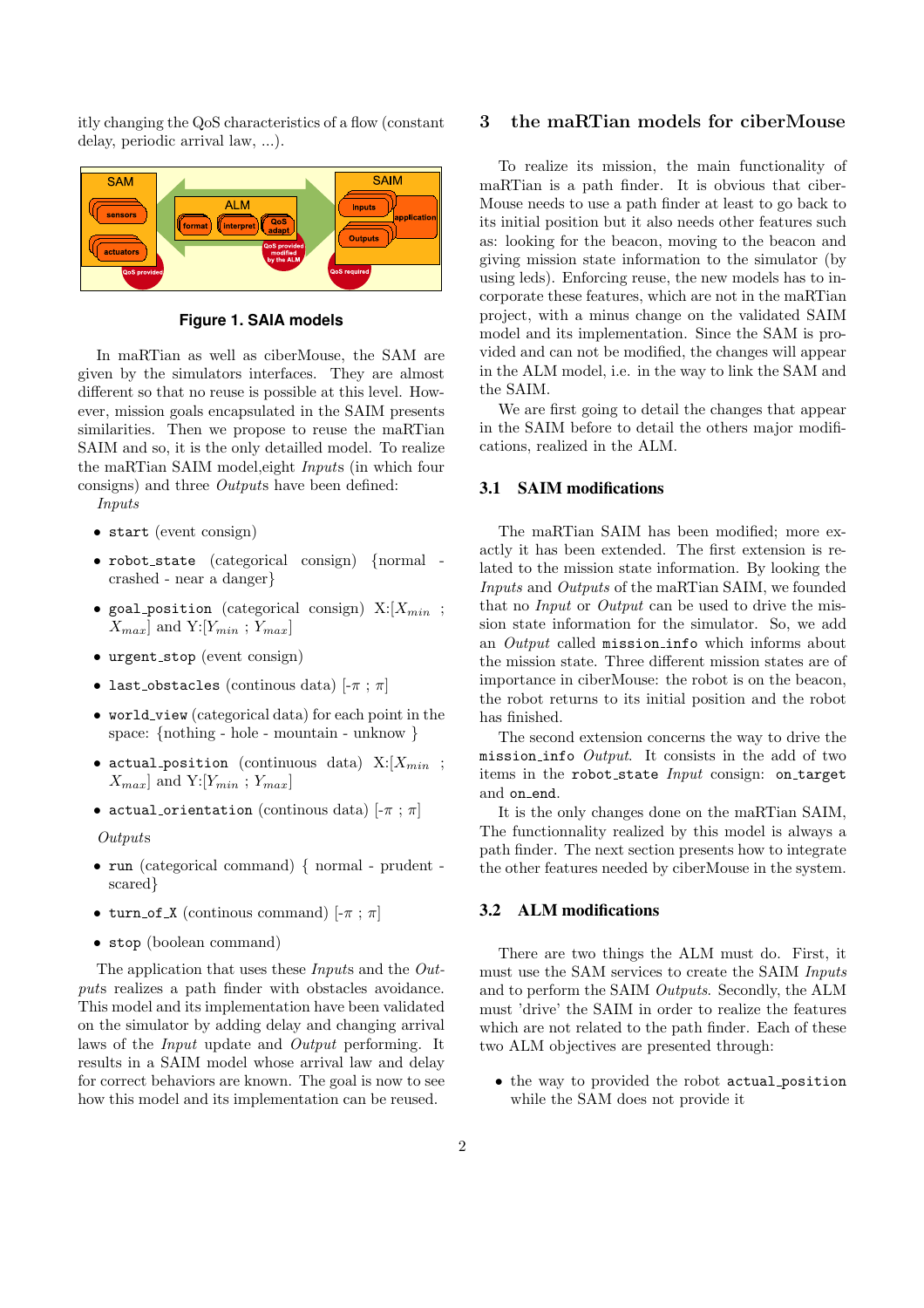itly changing the QoS characteristics of a flow (constant delay, periodic arrival law, ...).

**Figure 1. SAIA models**

In maRTian as well as ciberMouse, the SAM are given by the simulators interfaces. They are almost different so that no reuse is possible at this level. However, mission goals encapsulated in the SAIM presents similarities. Then we propose to reuse the maRTian SAIM and so, it is the only detailled model. To realize the maRTian SAIM model,eight *Inputs* (in which four consigns) and three *Outputs* have been defined:

*Inputs*

- `start` (event consign)
- `robot_state` (categorical consign) {normal - crashed - near a danger}
- `goal_position` (categorical consign) X:[$X_{min}$ ; $X_{max}$] and Y:[$Y_{min}$ ; $Y_{max}$]
- `urgent_stop` (event consign)
- `last_obstacles` (continous data) [-$\pi$ ; $\pi$]
- `world_view` (categorical data) for each point in the space: {nothing - hole - mountain - unknow }
- `actual_position` (continuous data) X:[$X_{min}$ ; $X_{max}$] and Y:[$Y_{min}$ ; $Y_{max}$]
- `actual_orientation` (continous data) [-$\pi$ ; $\pi$]

*Outputs*

- `run` (categorical command) { normal - prudent - scared}
- `turn_of_X` (continous command) [-$\pi$ ; $\pi$]
- `stop` (boolean command)

The application that uses these *Input*s and the *Outputs* realizes a path finder with obstacles avoidance. This model and its implementation have been validated on the simulator by adding delay and changing arrival laws of the *Input* update and *Output* performing. It results in a SAIM model whose arrival law and delay for correct behaviors are known. The goal is now to see how this model and its implementation can be reused.

## 3 the maRTian models for ciberMouse

To realize its mission, the main functionality of maRTian is a path finder. It is obvious that ciberMouse needs to use a path finder at least to go back to its initial position but it also needs other features such as: looking for the beacon, moving to the beacon and giving mission state information to the simulator (by using leds). Enforcing reuse, the new models has to incorporate these features, which are not in the maRTian project, with a minus change on the validated SAIM model and its implementation. Since the SAM is provided and can not be modified, the changes will appear in the ALM model, i.e. in the way to link the SAM and the SAIM.

We are first going to detail the changes that appear in the SAIM before to detail the others major modifications, realized in the ALM.

### 3.1 SAIM modifications

The maRTian SAIM has been modified; more exactly it has been extended. The first extension is related to the mission state information. By looking the *Inputs* and *Outputs* of the maRTian SAIM, we founded that no *Input* or *Output* can be used to drive the mission state information for the simulator. So, we add an *Output* called `mission_info` which informs about the mission state. Three different mission states are of importance in ciberMouse: the robot is on the beacon, the robot returns to its initial position and the robot has finished.

The second extension concerns the way to drive the `mission_info` *Output*. It consists in the add of two items in the `robot_state` *Input* consign: `on_target` and `on_end`.

It is the only changes done on the maRTian SAIM, The functionnality realized by this model is always a path finder. The next section presents how to integrate the other features needed by ciberMouse in the system.

### 3.2 ALM modifications

There are two things the ALM must do. First, it must use the SAM services to create the SAIM *Inputs* and to perform the SAIM *Outputs*. Secondly, the ALM must 'drive' the SAIM in order to realize the features which are not related to the path finder. Each of these two ALM objectives are presented through:

- the way to provided the robot `actual_position` while the SAM does not provide it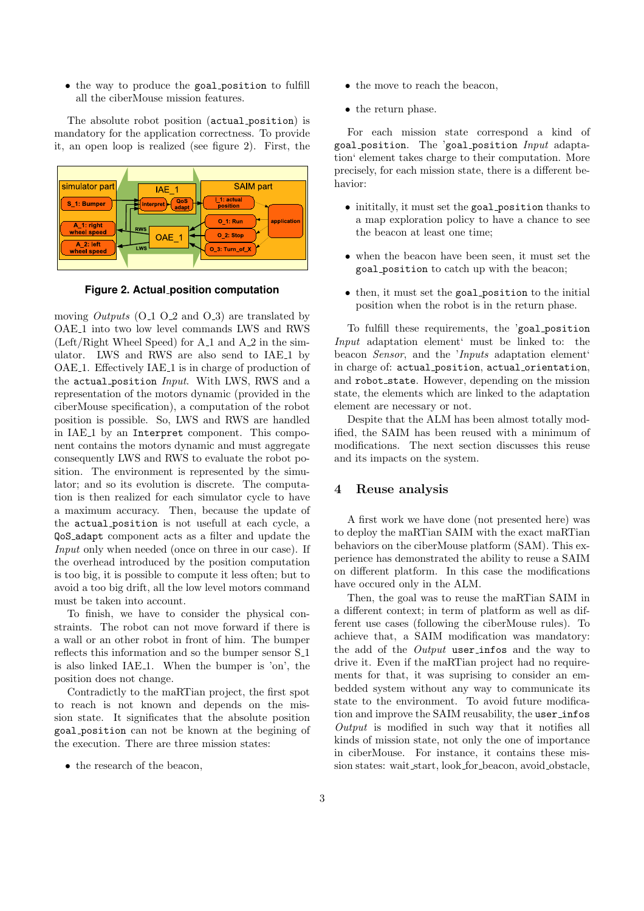- the way to produce the goal_position to fulfill all the ciberMouse mission features.

The absolute robot position (actual_position) is mandatory for the application correctness. To provide it, an open loop is realized (see figure 2). First, the moving *Outputs* (O_1 O_2 and O_3) are translated by OAE_1 into two low level commands LWS and RWS (Left/Right Wheel Speed) for A_1 and A_2 in the simulator. LWS and RWS are also send to IAE_1 by OAE_1. Effectively IAE_1 is in charge of production of the actual_position *Input*. With LWS, RWS and a representation of the motors dynamic (provided in the ciberMouse specification), a computation of the robot position is possible. So, LWS and RWS are handled in IAE_1 by an Interpret component. This component contains the motors dynamic and must aggregate consequently LWS and RWS to evaluate the robot position. The environment is represented by the simulator; and so its evolution is discrete. The computation is then realized for each simulator cycle to have a maximum accuracy. Then, because the update of the actual_position is not usefull at each cycle, a QoS_adapt component acts as a filter and update the *Input* only when needed (once on three in our case). If the overhead introduced by the position computation is too big, it is possible to compute it less often; but to avoid a too big drift, all the low level motors command must be taken into account.

**Figure 2. Actual_position computation**

To finish, we have to consider the physical constraints. The robot can not move forward if there is a wall or an other robot in front of him. The bumper reflects this information and so the bumper sensor S_1 is also linked IAE_1. When the bumper is 'on', the position does not change.

Contradictly to the maRTian project, the first spot to reach is not known and depends on the mission state. It significates that the absolute position goal_position can not be known at the begining of the execution. There are three mission states:

- the research of the beacon,
- the move to reach the beacon,
- the return phase.

For each mission state correspond a kind of goal_position. The 'goal_position *Input* adaptation' element takes charge to their computation. More precisely, for each mission state, there is a different behavior:

- inititally, it must set the goal_position thanks to a map exploration policy to have a chance to see the beacon at least one time;
- when the beacon have been seen, it must set the goal_position to catch up with the beacon;
- then, it must set the goal_position to the initial position when the robot is in the return phase.

To fulfill these requirements, the 'goal_position *Input* adaptation element' must be linked to: the beacon *Sensor*, and the '*Inputs* adaptation element' in charge of: actual_position, actual_orientation, and robot_state. However, depending on the mission state, the elements which are linked to the adaptation element are necessary or not.

Despite that the ALM has been almost totally modified, the SAIM has been reused with a minimum of modifications. The next section discusses this reuse and its impacts on the system.

## 4 Reuse analysis

A first work we have done (not presented here) was to deploy the maRTian SAIM with the exact maRTian behaviors on the ciberMouse platform (SAM). This experience has demonstrated the ability to reuse a SAIM on different platform. In this case the modifications have occured only in the ALM.

Then, the goal was to reuse the maRTian SAIM in a different context; in term of platform as well as different use cases (following the ciberMouse rules). To achieve that, a SAIM modification was mandatory: the add of the *Output* user_infos and the way to drive it. Even if the maRTian project had no requirements for that, it was suprising to consider an embedded system without any way to communicate its state to the environment. To avoid future modification and improve the SAIM reusability, the user_infos *Output* is modified in such way that it notifies all kinds of mission state, not only the one of importance in ciberMouse. For instance, it contains these mission states: wait_start, look_for_beacon, avoid_obstacle,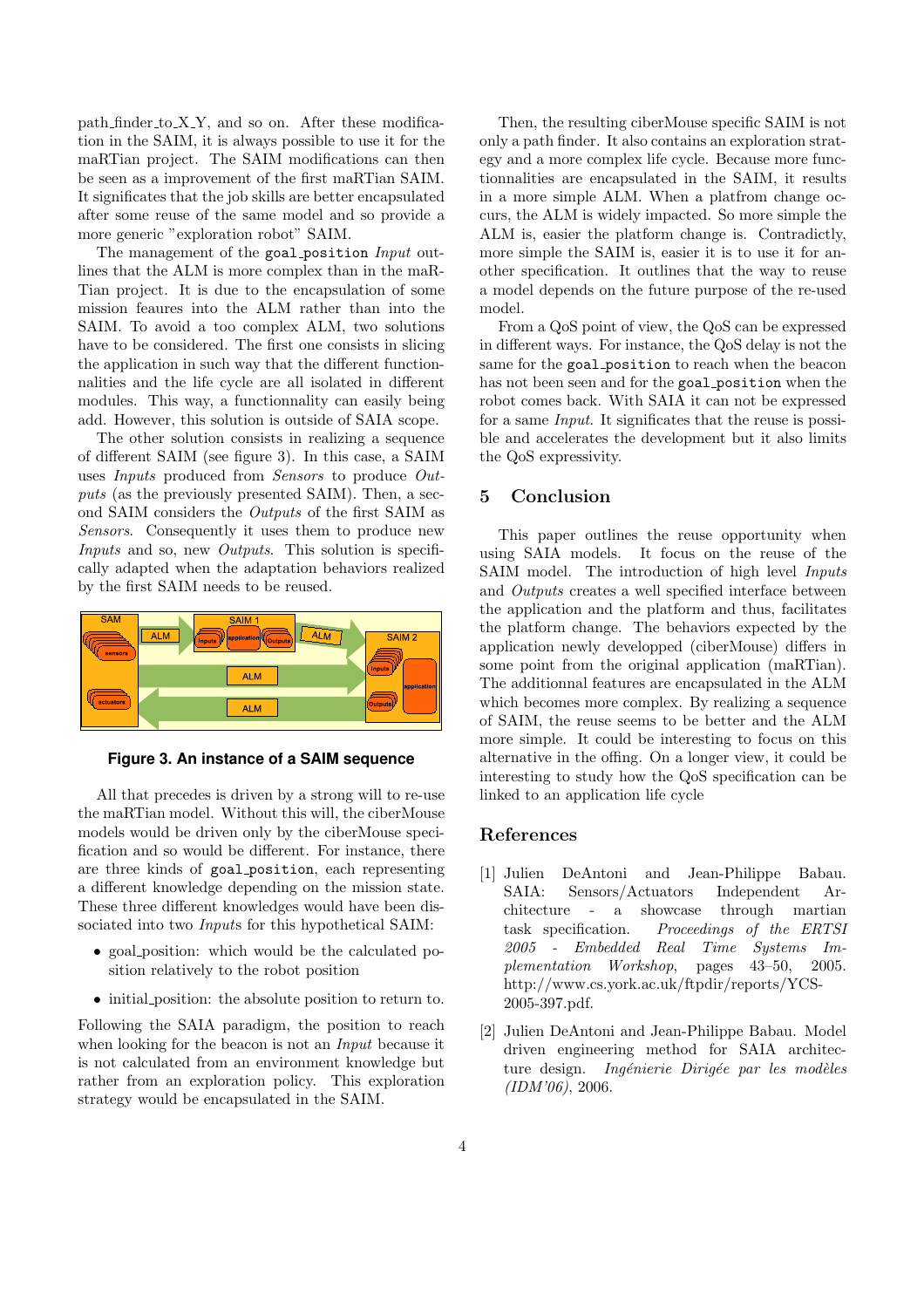path_finder_to_X_Y, and so on. After these modification in the SAIM, it is always possible to use it for the maRTian project. The SAIM modifications can then be seen as a improvement of the first maRTian SAIM. It significates that the job skills are better encapsulated after some reuse of the same model and so provide a more generic "exploration robot" SAIM.

The management of the `goal_position` *Input* outlines that the ALM is more complex than in the maRTian project. It is due to the encapsulation of some mission feaures into the ALM rather than into the SAIM. To avoid a too complex ALM, two solutions have to be considered. The first one consists in slicing the application in such way that the different functionnalities and the life cycle are all isolated in different modules. This way, a functionnality can easily being add. However, this solution is outside of SAIA scope.

The other solution consists in realizing a sequence of different SAIM (see figure 3). In this case, a SAIM uses *Inputs* produced from *Sensors* to produce *Outputs* (as the previously presented SAIM). Then, a second SAIM considers the *Outputs* of the first SAIM as *Sensors*. Consequently it uses them to produce new *Inputs* and so, new *Outputs*. This solution is specifically adapted when the adaptation behaviors realized by the first SAIM needs to be reused.

SAM
sensors
actuators
ALM
SAIM 1
Inputs
application
Outputs
ALM
SAIM 2
Inputs
application
Outputs
ALM
ALM

**Figure 3. An instance of a SAIM sequence**

All that precedes is driven by a strong will to re-use the maRTian model. Without this will, the ciberMouse models would be driven only by the ciberMouse specification and so would be different. For instance, there are three kinds of `goal_position`, each representing a different knowledge depending on the mission state. These three different knowledges would have been dissociated into two *Inputs* for this hypothetical SAIM:

- goal_position: which would be the calculated position relatively to the robot position
- initial_position: the absolute position to return to.

Following the SAIA paradigm, the position to reach when looking for the beacon is not an *Input* because it is not calculated from an environment knowledge but rather from an exploration policy. This exploration strategy would be encapsulated in the SAIM.

Then, the resulting ciberMouse specific SAIM is not only a path finder. It also contains an exploration strategy and a more complex life cycle. Because more functionnalities are encapsulated in the SAIM, it results in a more simple ALM. When a platfrom change occurs, the ALM is widely impacted. So more simple the ALM is, easier the platform change is. Contradictly, more simple the SAIM is, easier it is to use it for another specification. It outlines that the way to reuse a model depends on the future purpose of the re-used model.

From a QoS point of view, the QoS can be expressed in different ways. For instance, the QoS delay is not the same for the `goal_position` to reach when the beacon has not been seen and for the `goal_position` when the robot comes back. With SAIA it can not be expressed for a same *Input*. It significates that the reuse is possible and accelerates the development but it also limits the QoS expressivity.

## 5 Conclusion

This paper outlines the reuse opportunity when using SAIA models. It focus on the reuse of the SAIM model. The introduction of high level *Inputs* and *Outputs* creates a well specified interface between the application and the platform and thus, facilitates the platform change. The behaviors expected by the application newly developped (ciberMouse) differs in some point from the original application (maRTian). The additionnal features are encapsulated in the ALM which becomes more complex. By realizing a sequence of SAIM, the reuse seems to be better and the ALM more simple. It could be interesting to focus on this alternative in the offing. On a longer view, it could be interesting to study how the QoS specification can be linked to an application life cycle

## References

[1] Julien DeAntoni and Jean-Philippe Babau. SAIA: Sensors/Actuators Independent Architecture - a showcase through martian task specification. *Proceedings of the ERTSI 2005 - Embedded Real Time Systems Implementation Workshop*, pages 43–50, 2005. http://www.cs.york.ac.uk/ftpdir/reports/YCS-2005-397.pdf.

[2] Julien DeAntoni and Jean-Philippe Babau. Model driven engineering method for SAIA architecture design. *Ingénierie Dirigée par les modèles (IDM'06)*, 2006.